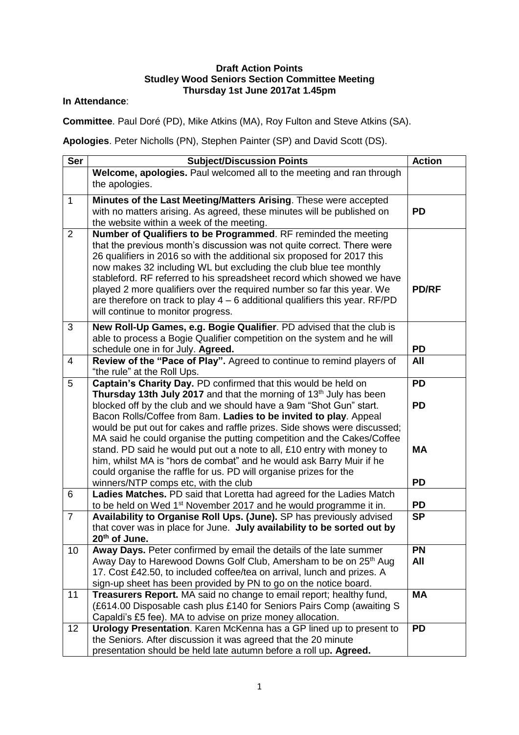**Draft Action Points**
**Studley Wood Seniors Section Committee Meeting**
**Thursday 1st June 2017at 1.45pm**

**In Attendance**:

**Committee**. Paul Doré (PD), Mike Atkins (MA), Roy Fulton and Steve Atkins (SA).

**Apologies**. Peter Nicholls (PN), Stephen Painter (SP) and David Scott (DS).

| Ser | Subject/Discussion Points | Action |
|---|---|---|
| | **Welcome, apologies.** Paul welcomed all to the meeting and ran through the apologies. | |
| 1 | **Minutes of the Last Meeting/Matters Arising**. These were accepted with no matters arising. As agreed, these minutes will be published on the website within a week of the meeting. | **PD** |
| 2 | **Number of Qualifiers to be Programmed**. RF reminded the meeting that the previous month's discussion was not quite correct. There were 26 qualifiers in 2016 so with the additional six proposed for 2017 this now makes 32 including WL but excluding the club blue tee monthly stableford. RF referred to his spreadsheet record which showed we have played 2 more qualifiers over the required number so far this year. We are therefore on track to play 4 – 6 additional qualifiers this year. RF/PD will continue to monitor progress. | **PD/RF** |
| 3 | **New Roll-Up Games, e.g. Bogie Qualifier**. PD advised that the club is able to process a Bogie Qualifier competition on the system and he will schedule one in for July. **Agreed.** | **PD** |
| 4 | **Review of the "Pace of Play".** Agreed to continue to remind players of "the rule" at the Roll Ups. | **All** |
| 5 | **Captain's Charity Day.** PD confirmed that this would be held on **Thursday 13th July 2017** and that the morning of 13th July has been blocked off by the club and we should have a 9am "Shot Gun" start. Bacon Rolls/Coffee from 8am. **Ladies to be invited to play**. Appeal would be put out for cakes and raffle prizes. Side shows were discussed; MA said he could organise the putting competition and the Cakes/Coffee stand. PD said he would put out a note to all, £10 entry with money to him, whilst MA is "hors de combat" and he would ask Barry Muir if he could organise the raffle for us. PD will organise prizes for the winners/NTP comps etc, with the club | **PD** **PD** **MA** **PD** |
| 6 | **Ladies Matches.** PD said that Loretta had agreed for the Ladies Match to be held on Wed 1st November 2017 and he would programme it in. | **PD** |
| 7 | **Availability to Organise Roll Ups. (June).** SP has previously advised that cover was in place for June. **July availability to be sorted out by 20th of June.** | **SP** |
| 10 | **Away Days.** Peter confirmed by email the details of the late summer Away Day to Harewood Downs Golf Club, Amersham to be on 25th Aug 17. Cost £42.50, to included coffee/tea on arrival, lunch and prizes. A sign-up sheet has been provided by PN to go on the notice board. | **PN** **All** |
| 11 | **Treasurers Report.** MA said no change to email report; healthy fund, (£614.00 Disposable cash plus £140 for Seniors Pairs Comp (awaiting S Capaldi's £5 fee). MA to advise on prize money allocation. | **MA** |
| 12 | **Urology Presentation**. Karen McKenna has a GP lined up to present to the Seniors. After discussion it was agreed that the 20 minute presentation should be held late autumn before a roll up**. Agreed.** | **PD** |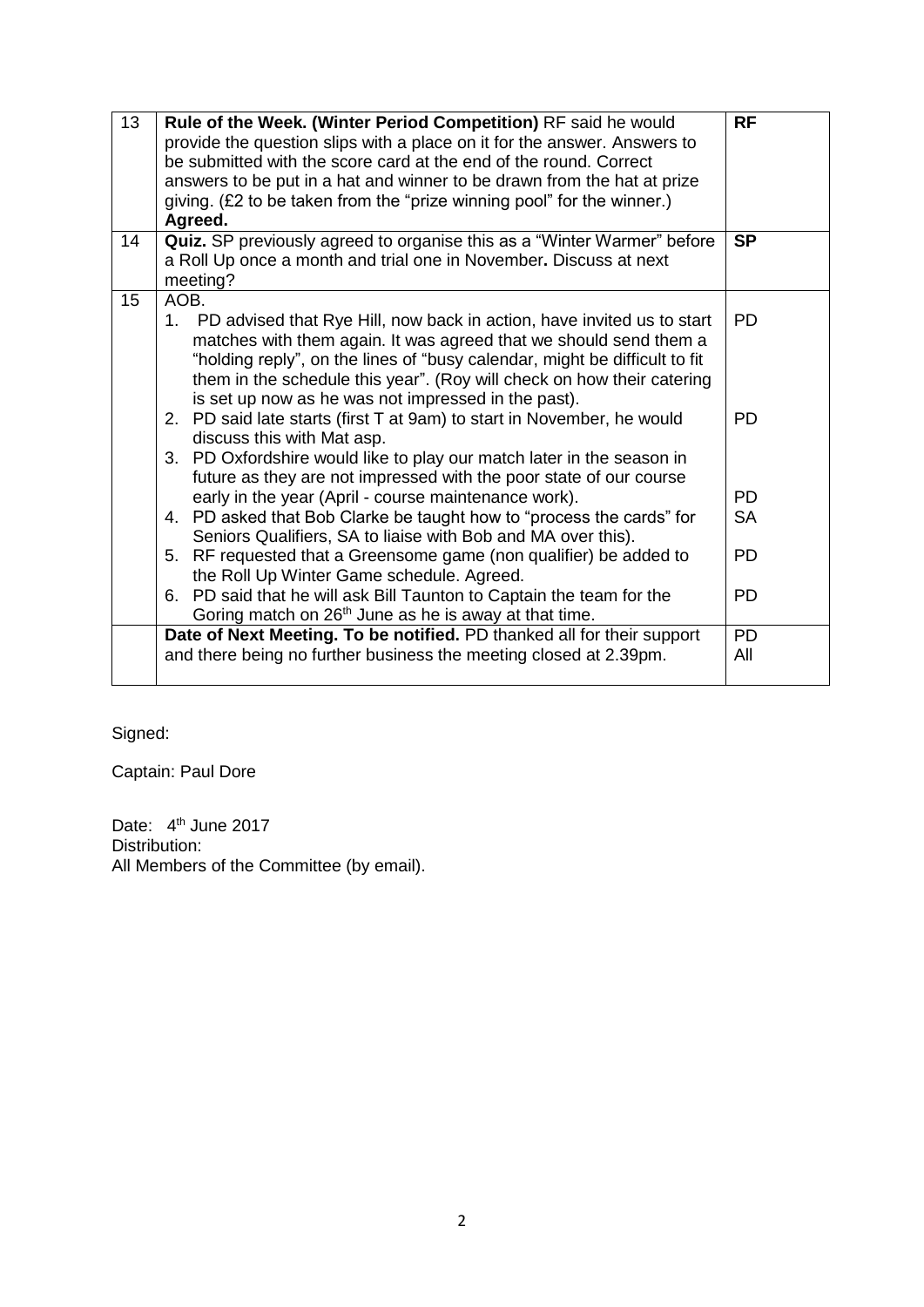| | | |
|---|---|---|
| 13 | **Rule of the Week. (Winter Period Competition)** RF said he would provide the question slips with a place on it for the answer. Answers to be submitted with the score card at the end of the round. Correct answers to be put in a hat and winner to be drawn from the hat at prize giving. (£2 to be taken from the "prize winning pool" for the winner.) **Agreed.** | **RF** |
| 14 | **Quiz.** SP previously agreed to organise this as a "Winter Warmer" before a Roll Up once a month and trial one in November**.** Discuss at next meeting? | **SP** |
| 15 | AOB.<br>1. PD advised that Rye Hill, now back in action, have invited us to start matches with them again. It was agreed that we should send them a "holding reply", on the lines of "busy calendar, might be difficult to fit them in the schedule this year". (Roy will check on how their catering is set up now as he was not impressed in the past).<br>2. PD said late starts (first T at 9am) to start in November, he would discuss this with Mat asp.<br>3. PD Oxfordshire would like to play our match later in the season in future as they are not impressed with the poor state of our course early in the year (April - course maintenance work).<br>4. PD asked that Bob Clarke be taught how to "process the cards" for Seniors Qualifiers, SA to liaise with Bob and MA over this).<br>5. RF requested that a Greensome game (non qualifier) be added to the Roll Up Winter Game schedule. Agreed.<br>6. PD said that he will ask Bill Taunton to Captain the team for the Goring match on 26th June as he is away at that time. | PD<br><br>PD<br><br>PD<br>SA<br><br>PD<br><br>PD |
| | **Date of Next Meeting. To be notified.** PD thanked all for their support and there being no further business the meeting closed at 2.39pm. | PD<br>All |

Signed:

Captain: Paul Dore

Date: 4th June 2017
Distribution:
All Members of the Committee (by email).